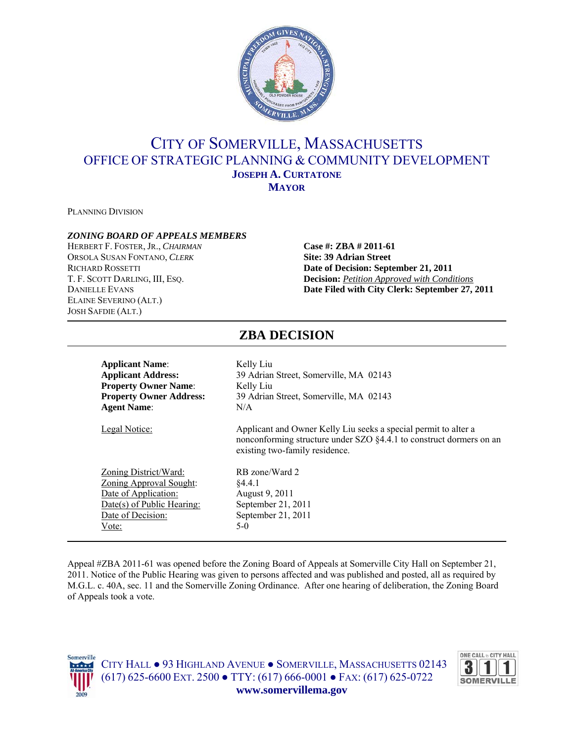# CITY OF SOMERVILLE, MASSACHUSETTS
## OFFICE OF STRATEGIC PLANNING & COMMUNITY DEVELOPMENT
**JOSEPH A. CURTATONE**
**MAYOR**

PLANNING DIVISION

***ZONING BOARD OF APPEALS MEMBERS***

HERBERT F. FOSTER, JR., *CHAIRMAN*
ORSOLA SUSAN FONTANO, *CLERK*
RICHARD ROSSETTI
T. F. SCOTT DARLING, III, ESQ.
DANIELLE EVANS
ELAINE SEVERINO (ALT.)
JOSH SAFDIE (ALT.)

**Case #: ZBA # 2011-61**
**Site: 39 Adrian Street**
**Date of Decision: September 21, 2011**
**Decision:** *Petition Approved with Conditions*
**Date Filed with City Clerk: September 27, 2011**

## ZBA DECISION

**Applicant Name**: Kelly Liu
**Applicant Address:** 39 Adrian Street, Somerville, MA 02143
**Property Owner Name**: Kelly Liu
**Property Owner Address:** 39 Adrian Street, Somerville, MA 02143
**Agent Name**: N/A

Legal Notice: Applicant and Owner Kelly Liu seeks a special permit to alter a nonconforming structure under SZO §4.4.1 to construct dormers on an existing two-family residence.

Zoning District/Ward: RB zone/Ward 2
Zoning Approval Sought: §4.4.1
Date of Application: August 9, 2011
Date(s) of Public Hearing: September 21, 2011
Date of Decision: September 21, 2011
Vote: 5-0

Appeal #ZBA 2011-61 was opened before the Zoning Board of Appeals at Somerville City Hall on September 21, 2011. Notice of the Public Hearing was given to persons affected and was published and posted, all as required by M.G.L. c. 40A, sec. 11 and the Somerville Zoning Ordinance. After one hearing of deliberation, the Zoning Board of Appeals took a vote.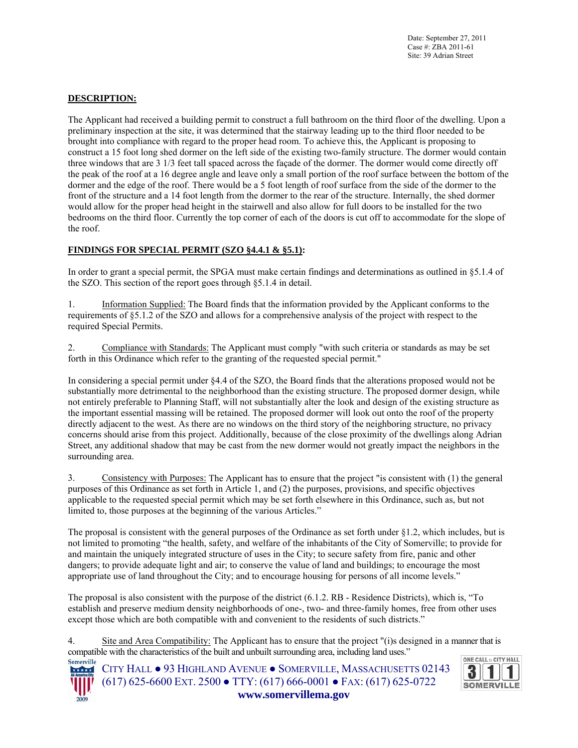Date: September 27, 2011
Case #: ZBA 2011-61
Site: 39 Adrian Street

**DESCRIPTION:**

The Applicant had received a building permit to construct a full bathroom on the third floor of the dwelling. Upon a preliminary inspection at the site, it was determined that the stairway leading up to the third floor needed to be brought into compliance with regard to the proper head room. To achieve this, the Applicant is proposing to construct a 15 foot long shed dormer on the left side of the existing two-family structure. The dormer would contain three windows that are 3 1/3 feet tall spaced across the façade of the dormer. The dormer would come directly off the peak of the roof at a 16 degree angle and leave only a small portion of the roof surface between the bottom of the dormer and the edge of the roof. There would be a 5 foot length of roof surface from the side of the dormer to the front of the structure and a 14 foot length from the dormer to the rear of the structure. Internally, the shed dormer would allow for the proper head height in the stairwell and also allow for full doors to be installed for the two bedrooms on the third floor. Currently the top corner of each of the doors is cut off to accommodate for the slope of the roof.

**FINDINGS FOR SPECIAL PERMIT (SZO §4.4.1 & §5.1):**

In order to grant a special permit, the SPGA must make certain findings and determinations as outlined in §5.1.4 of the SZO. This section of the report goes through §5.1.4 in detail.

1. Information Supplied: The Board finds that the information provided by the Applicant conforms to the requirements of §5.1.2 of the SZO and allows for a comprehensive analysis of the project with respect to the required Special Permits.

2. Compliance with Standards: The Applicant must comply "with such criteria or standards as may be set forth in this Ordinance which refer to the granting of the requested special permit."

In considering a special permit under §4.4 of the SZO, the Board finds that the alterations proposed would not be substantially more detrimental to the neighborhood than the existing structure. The proposed dormer design, while not entirely preferable to Planning Staff, will not substantially alter the look and design of the existing structure as the important essential massing will be retained. The proposed dormer will look out onto the roof of the property directly adjacent to the west. As there are no windows on the third story of the neighboring structure, no privacy concerns should arise from this project. Additionally, because of the close proximity of the dwellings along Adrian Street, any additional shadow that may be cast from the new dormer would not greatly impact the neighbors in the surrounding area.

3. Consistency with Purposes: The Applicant has to ensure that the project "is consistent with (1) the general purposes of this Ordinance as set forth in Article 1, and (2) the purposes, provisions, and specific objectives applicable to the requested special permit which may be set forth elsewhere in this Ordinance, such as, but not limited to, those purposes at the beginning of the various Articles."

The proposal is consistent with the general purposes of the Ordinance as set forth under §1.2, which includes, but is not limited to promoting "the health, safety, and welfare of the inhabitants of the City of Somerville; to provide for and maintain the uniquely integrated structure of uses in the City; to secure safety from fire, panic and other dangers; to provide adequate light and air; to conserve the value of land and buildings; to encourage the most appropriate use of land throughout the City; and to encourage housing for persons of all income levels."

The proposal is also consistent with the purpose of the district (6.1.2. RB - Residence Districts), which is, "To establish and preserve medium density neighborhoods of one-, two- and three-family homes, free from other uses except those which are both compatible with and convenient to the residents of such districts."

4. Site and Area Compatibility: The Applicant has to ensure that the project "(i)s designed in a manner that is compatible with the characteristics of the built and unbuilt surrounding area, including land uses."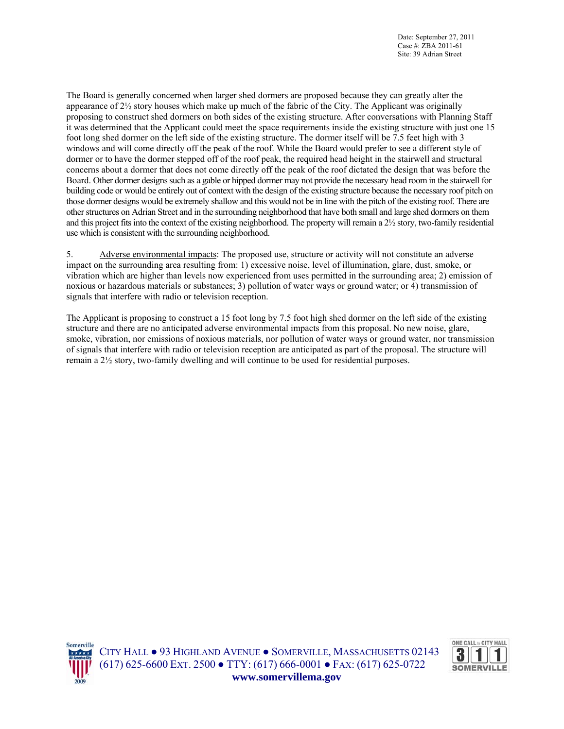The Board is generally concerned when larger shed dormers are proposed because they can greatly alter the appearance of 2½ story houses which make up much of the fabric of the City. The Applicant was originally proposing to construct shed dormers on both sides of the existing structure. After conversations with Planning Staff it was determined that the Applicant could meet the space requirements inside the existing structure with just one 15 foot long shed dormer on the left side of the existing structure. The dormer itself will be 7.5 feet high with 3 windows and will come directly off the peak of the roof. While the Board would prefer to see a different style of dormer or to have the dormer stepped off of the roof peak, the required head height in the stairwell and structural concerns about a dormer that does not come directly off the peak of the roof dictated the design that was before the Board. Other dormer designs such as a gable or hipped dormer may not provide the necessary head room in the stairwell for building code or would be entirely out of context with the design of the existing structure because the necessary roof pitch on those dormer designs would be extremely shallow and this would not be in line with the pitch of the existing roof. There are other structures on Adrian Street and in the surrounding neighborhood that have both small and large shed dormers on them and this project fits into the context of the existing neighborhood. The property will remain a 2½ story, two-family residential use which is consistent with the surrounding neighborhood.

5. Adverse environmental impacts: The proposed use, structure or activity will not constitute an adverse impact on the surrounding area resulting from: 1) excessive noise, level of illumination, glare, dust, smoke, or vibration which are higher than levels now experienced from uses permitted in the surrounding area; 2) emission of noxious or hazardous materials or substances; 3) pollution of water ways or ground water; or 4) transmission of signals that interfere with radio or television reception.

The Applicant is proposing to construct a 15 foot long by 7.5 foot high shed dormer on the left side of the existing structure and there are no anticipated adverse environmental impacts from this proposal. No new noise, glare, smoke, vibration, nor emissions of noxious materials, nor pollution of water ways or ground water, nor transmission of signals that interfere with radio or television reception are anticipated as part of the proposal. The structure will remain a 2½ story, two-family dwelling and will continue to be used for residential purposes.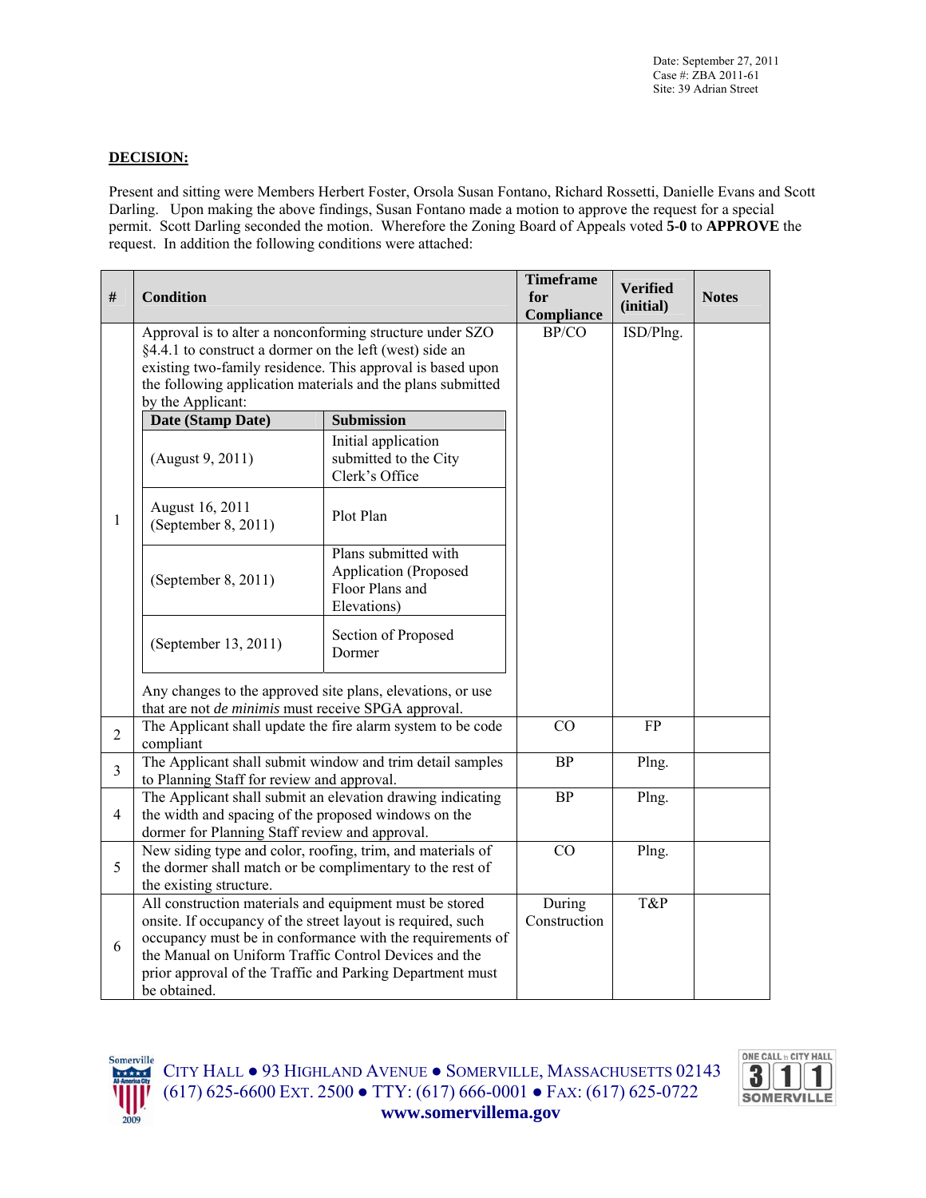Date: September 27, 2011
Case #: ZBA 2011-61
Site: 39 Adrian Street

**DECISION:**

Present and sitting were Members Herbert Foster, Orsola Susan Fontano, Richard Rossetti, Danielle Evans and Scott Darling. Upon making the above findings, Susan Fontano made a motion to approve the request for a special permit. Scott Darling seconded the motion. Wherefore the Zoning Board of Appeals voted **5-0** to **APPROVE** the request. In addition the following conditions were attached:

| # | Condition | Timeframe for Compliance | Verified (initial) | Notes |
|---|---|---|---|---|
| 1 | Approval is to alter a nonconforming structure under SZO §4.4.1 to construct a dormer on the left (west) side an existing two-family residence. This approval is based upon the following application materials and the plans submitted by the Applicant:<br><br>**Date (Stamp Date)** — **Submission**<br>(August 9, 2011) — Initial application submitted to the City Clerk's Office<br>August 16, 2011 (September 8, 2011) — Plot Plan<br>(September 8, 2011) — Plans submitted with Application (Proposed Floor Plans and Elevations)<br>(September 13, 2011) — Section of Proposed Dormer<br><br>Any changes to the approved site plans, elevations, or use that are not *de minimis* must receive SPGA approval. | BP/CO | ISD/Plng. | |
| 2 | The Applicant shall update the fire alarm system to be code compliant | CO | FP | |
| 3 | The Applicant shall submit window and trim detail samples to Planning Staff for review and approval. | BP | Plng. | |
| 4 | The Applicant shall submit an elevation drawing indicating the width and spacing of the proposed windows on the dormer for Planning Staff review and approval. | BP | Plng. | |
| 5 | New siding type and color, roofing, trim, and materials of the dormer shall match or be complimentary to the rest of the existing structure. | CO | Plng. | |
| 6 | All construction materials and equipment must be stored onsite. If occupancy of the street layout is required, such occupancy must be in conformance with the requirements of the Manual on Uniform Traffic Control Devices and the prior approval of the Traffic and Parking Department must be obtained. | During Construction | T&P | |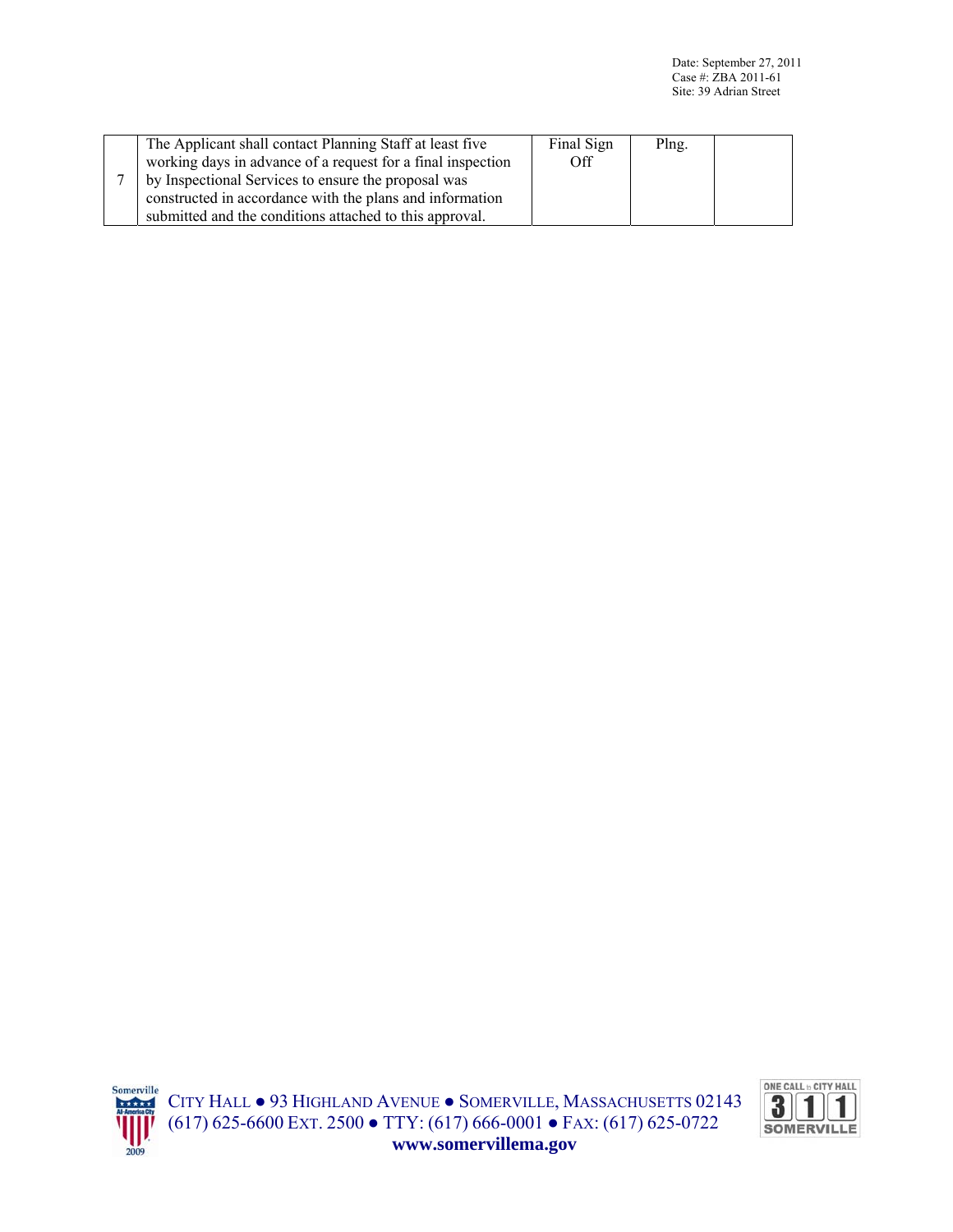| 7 | The Applicant shall contact Planning Staff at least five working days in advance of a request for a final inspection by Inspectional Services to ensure the proposal was constructed in accordance with the plans and information submitted and the conditions attached to this approval. | Final Sign Off | Plng. | |
|---|---|---|---|---|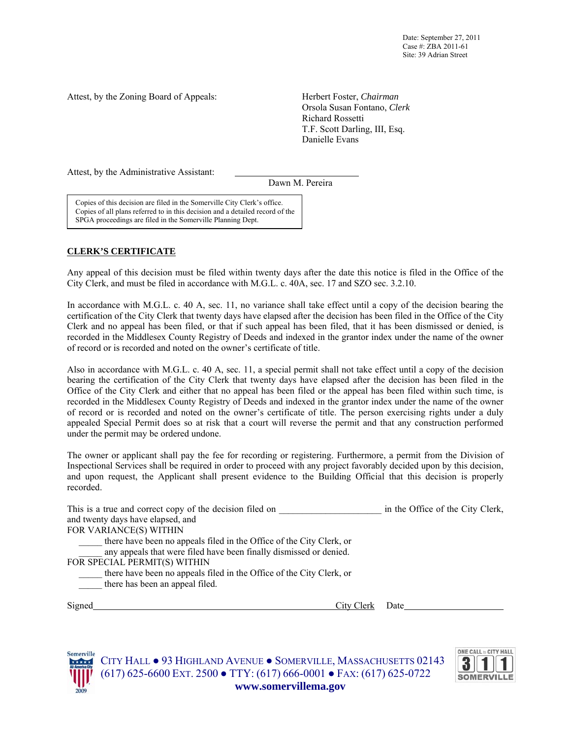Date: September 27, 2011
Case #: ZBA 2011-61
Site: 39 Adrian Street

Attest, by the Zoning Board of Appeals:

Herbert Foster, *Chairman*
Orsola Susan Fontano, *Clerk*
Richard Rossetti
T.F. Scott Darling, III, Esq.
Danielle Evans

Attest, by the Administrative Assistant: ______________________
Dawn M. Pereira

> Copies of this decision are filed in the Somerville City Clerk's office. Copies of all plans referred to in this decision and a detailed record of the SPGA proceedings are filed in the Somerville Planning Dept.

## CLERK'S CERTIFICATE

Any appeal of this decision must be filed within twenty days after the date this notice is filed in the Office of the City Clerk, and must be filed in accordance with M.G.L. c. 40A, sec. 17 and SZO sec. 3.2.10.

In accordance with M.G.L. c. 40 A, sec. 11, no variance shall take effect until a copy of the decision bearing the certification of the City Clerk that twenty days have elapsed after the decision has been filed in the Office of the City Clerk and no appeal has been filed, or that if such appeal has been filed, that it has been dismissed or denied, is recorded in the Middlesex County Registry of Deeds and indexed in the grantor index under the name of the owner of record or is recorded and noted on the owner's certificate of title.

Also in accordance with M.G.L. c. 40 A, sec. 11, a special permit shall not take effect until a copy of the decision bearing the certification of the City Clerk that twenty days have elapsed after the decision has been filed in the Office of the City Clerk and either that no appeal has been filed or the appeal has been filed within such time, is recorded in the Middlesex County Registry of Deeds and indexed in the grantor index under the name of the owner of record or is recorded and noted on the owner's certificate of title. The person exercising rights under a duly appealed Special Permit does so at risk that a court will reverse the permit and that any construction performed under the permit may be ordered undone.

The owner or applicant shall pay the fee for recording or registering. Furthermore, a permit from the Division of Inspectional Services shall be required in order to proceed with any project favorably decided upon by this decision, and upon request, the Applicant shall present evidence to the Building Official that this decision is properly recorded.

This is a true and correct copy of the decision filed on ______________________ in the Office of the City Clerk, and twenty days have elapsed, and
FOR VARIANCE(S) WITHIN
_____ there have been no appeals filed in the Office of the City Clerk, or
_____ any appeals that were filed have been finally dismissed or denied.
FOR SPECIAL PERMIT(S) WITHIN
_____ there have been no appeals filed in the Office of the City Clerk, or
_____ there has been an appeal filed.

Signed______________________________________ City Clerk Date______________________

CITY HALL ● 93 HIGHLAND AVENUE ● SOMERVILLE, MASSACHUSETTS 02143
(617) 625-6600 EXT. 2500 ● TTY: (617) 666-0001 ● FAX: (617) 625-0722
**www.somervillema.gov**